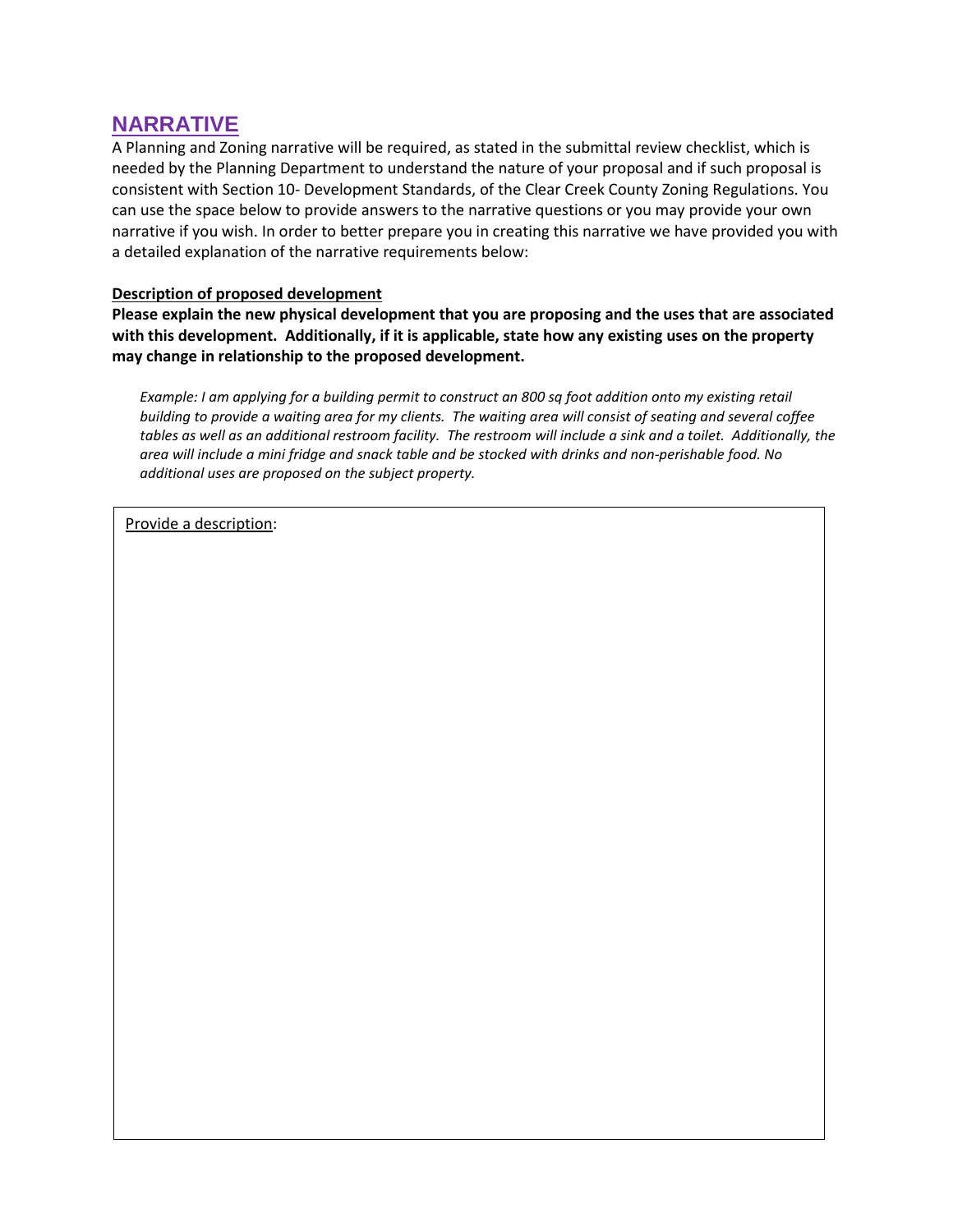## NARRATIVE

A Planning and Zoning narrative will be required, as stated in the submittal review checklist, which is needed by the Planning Department to understand the nature of your proposal and if such proposal is consistent with Section 10- Development Standards, of the Clear Creek County Zoning Regulations. You can use the space below to provide answers to the narrative questions or you may provide your own narrative if you wish. In order to better prepare you in creating this narrative we have provided you with a detailed explanation of the narrative requirements below:

**Description of proposed development**

**Please explain the new physical development that you are proposing and the uses that are associated with this development. Additionally, if it is applicable, state how any existing uses on the property may change in relationship to the proposed development.**

*Example: I am applying for a building permit to construct an 800 sq foot addition onto my existing retail building to provide a waiting area for my clients. The waiting area will consist of seating and several coffee tables as well as an additional restroom facility. The restroom will include a sink and a toilet. Additionally, the area will include a mini fridge and snack table and be stocked with drinks and non-perishable food. No additional uses are proposed on the subject property.*

Provide a description: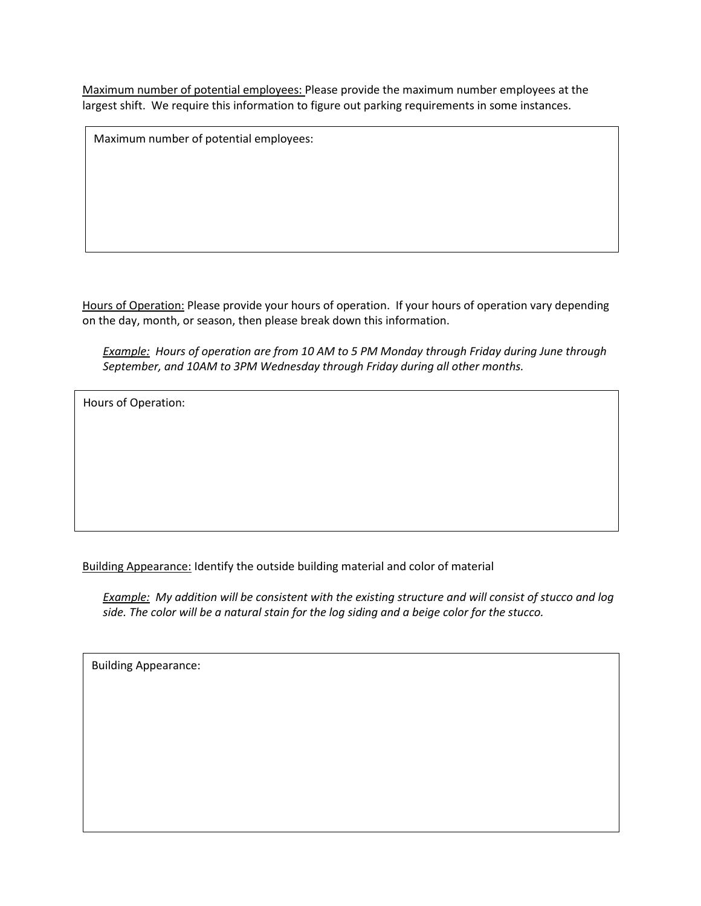<u>Maximum number of potential employees:</u> Please provide the maximum number employees at the largest shift. We require this information to figure out parking requirements in some instances.

| Maximum number of potential employees: |
|---|
| |

<u>Hours of Operation:</u> Please provide your hours of operation. If your hours of operation vary depending on the day, month, or season, then please break down this information.

> *<u>Example:</u> Hours of operation are from 10 AM to 5 PM Monday through Friday during June through September, and 10AM to 3PM Wednesday through Friday during all other months.*

| Hours of Operation: |
|---|
| |

<u>Building Appearance:</u> Identify the outside building material and color of material

> *<u>Example:</u> My addition will be consistent with the existing structure and will consist of stucco and log side. The color will be a natural stain for the log siding and a beige color for the stucco.*

| Building Appearance: |
|---|
| |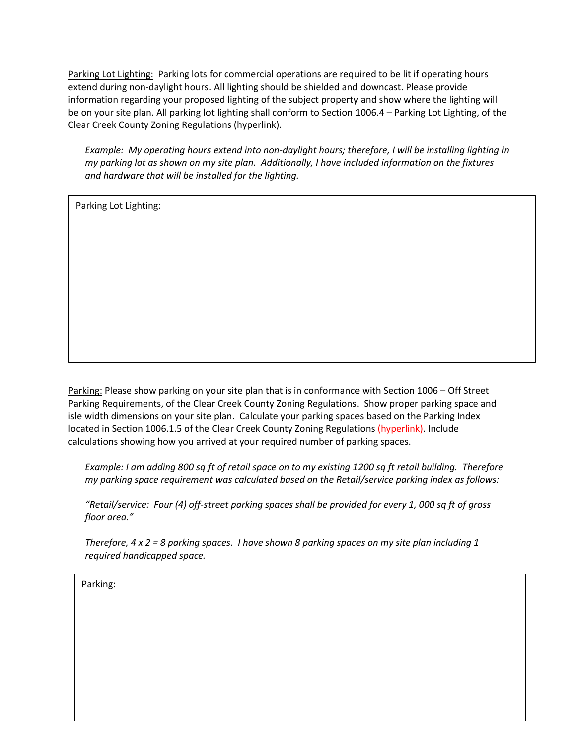<u>Parking Lot Lighting:</u> Parking lots for commercial operations are required to be lit if operating hours extend during non-daylight hours. All lighting should be shielded and downcast. Please provide information regarding your proposed lighting of the subject property and show where the lighting will be on your site plan. All parking lot lighting shall conform to Section 1006.4 – Parking Lot Lighting, of the Clear Creek County Zoning Regulations (hyperlink).

> *<u>Example:</u> My operating hours extend into non-daylight hours; therefore, I will be installing lighting in my parking lot as shown on my site plan. Additionally, I have included information on the fixtures and hardware that will be installed for the lighting.*

| Parking Lot Lighting: |
|---|
| |

<u>Parking:</u> Please show parking on your site plan that is in conformance with Section 1006 – Off Street Parking Requirements, of the Clear Creek County Zoning Regulations. Show proper parking space and isle width dimensions on your site plan. Calculate your parking spaces based on the Parking Index located in Section 1006.1.5 of the Clear Creek County Zoning Regulations (hyperlink). Include calculations showing how you arrived at your required number of parking spaces.

> *Example: I am adding 800 sq ft of retail space on to my existing 1200 sq ft retail building. Therefore my parking space requirement was calculated based on the Retail/service parking index as follows:*
>
> *"Retail/service: Four (4) off-street parking spaces shall be provided for every 1, 000 sq ft of gross floor area."*
>
> *Therefore, 4 x 2 = 8 parking spaces. I have shown 8 parking spaces on my site plan including 1 required handicapped space.*

| Parking: |
|---|
| |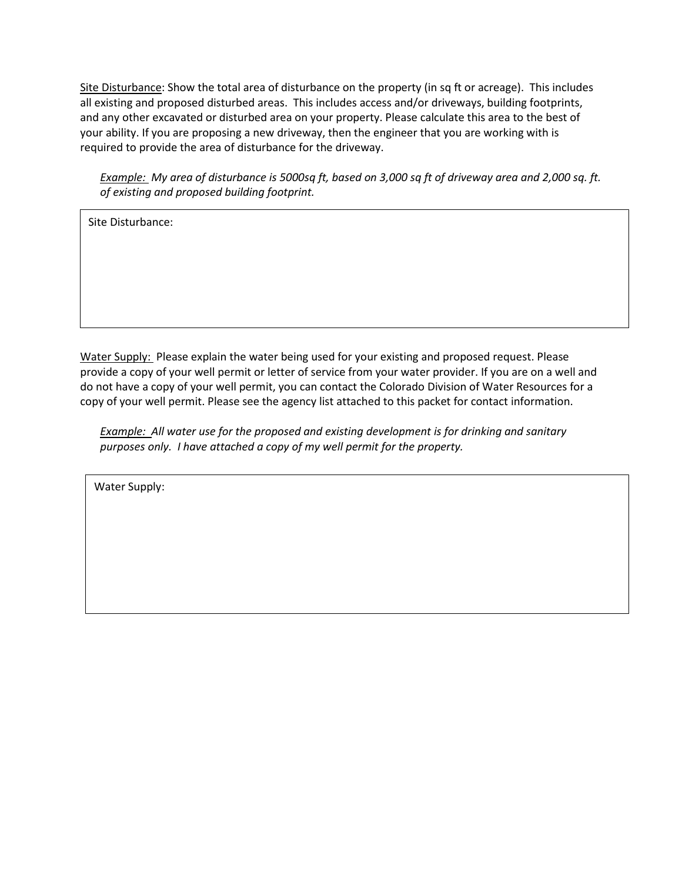Site Disturbance: Show the total area of disturbance on the property (in sq ft or acreage). This includes all existing and proposed disturbed areas. This includes access and/or driveways, building footprints, and any other excavated or disturbed area on your property. Please calculate this area to the best of your ability. If you are proposing a new driveway, then the engineer that you are working with is required to provide the area of disturbance for the driveway.

> *Example: My area of disturbance is 5000sq ft, based on 3,000 sq ft of driveway area and 2,000 sq. ft. of existing and proposed building footprint.*

| Site Disturbance: |
|---|
| |

Water Supply: Please explain the water being used for your existing and proposed request. Please provide a copy of your well permit or letter of service from your water provider. If you are on a well and do not have a copy of your well permit, you can contact the Colorado Division of Water Resources for a copy of your well permit. Please see the agency list attached to this packet for contact information.

> *Example: All water use for the proposed and existing development is for drinking and sanitary purposes only. I have attached a copy of my well permit for the property.*

| Water Supply: |
|---|
| |